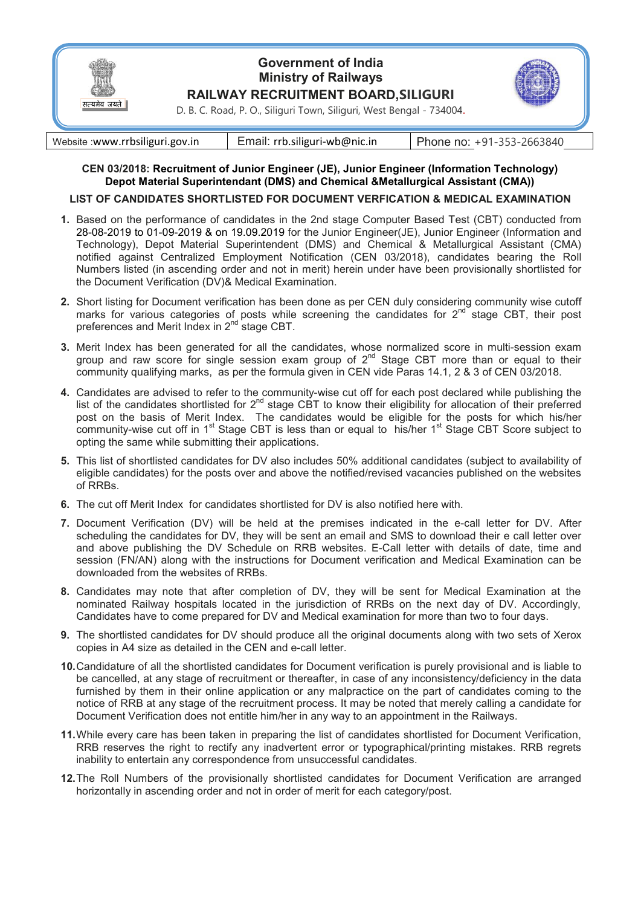# Government of India
# Ministry of Railways
## RAILWAY RECRUITMENT BOARD,SILIGURI

D. B. C. Road, P. O., Siliguri Town, Siliguri, West Bengal - 734004.

| Website :www.rrbsiliguri.gov.in | Email: rrb.siliguri-wb@nic.in | Phone no: +91-353-2663840 |
|---|---|---|

**CEN 03/2018: Recruitment of Junior Engineer (JE), Junior Engineer (Information Technology) Depot Material Superintendant (DMS) and Chemical &Metallurgical Assistant (CMA))**

**LIST OF CANDIDATES SHORTLISTED FOR DOCUMENT VERFICATION & MEDICAL EXAMINATION**

1. Based on the performance of candidates in the 2nd stage Computer Based Test (CBT) conducted from 28-08-2019 to 01-09-2019 & on 19.09.2019 for the Junior Engineer(JE), Junior Engineer (Information and Technology), Depot Material Superintendent (DMS) and Chemical & Metallurgical Assistant (CMA) notified against Centralized Employment Notification (CEN 03/2018), candidates bearing the Roll Numbers listed (in ascending order and not in merit) herein under have been provisionally shortlisted for the Document Verification (DV)& Medical Examination.

2. Short listing for Document verification has been done as per CEN duly considering community wise cutoff marks for various categories of posts while screening the candidates for 2nd stage CBT, their post preferences and Merit Index in 2nd stage CBT.

3. Merit Index has been generated for all the candidates, whose normalized score in multi-session exam group and raw score for single session exam group of 2nd Stage CBT more than or equal to their community qualifying marks, as per the formula given in CEN vide Paras 14.1, 2 & 3 of CEN 03/2018.

4. Candidates are advised to refer to the community-wise cut off for each post declared while publishing the list of the candidates shortlisted for 2nd stage CBT to know their eligibility for allocation of their preferred post on the basis of Merit Index. The candidates would be eligible for the posts for which his/her community-wise cut off in 1st Stage CBT is less than or equal to his/her 1st Stage CBT Score subject to opting the same while submitting their applications.

5. This list of shortlisted candidates for DV also includes 50% additional candidates (subject to availability of eligible candidates) for the posts over and above the notified/revised vacancies published on the websites of RRBs.

6. The cut off Merit Index for candidates shortlisted for DV is also notified here with.

7. Document Verification (DV) will be held at the premises indicated in the e-call letter for DV. After scheduling the candidates for DV, they will be sent an email and SMS to download their e call letter over and above publishing the DV Schedule on RRB websites. E-Call letter with details of date, time and session (FN/AN) along with the instructions for Document verification and Medical Examination can be downloaded from the websites of RRBs.

8. Candidates may note that after completion of DV, they will be sent for Medical Examination at the nominated Railway hospitals located in the jurisdiction of RRBs on the next day of DV. Accordingly, Candidates have to come prepared for DV and Medical examination for more than two to four days.

9. The shortlisted candidates for DV should produce all the original documents along with two sets of Xerox copies in A4 size as detailed in the CEN and e-call letter.

10. Candidature of all the shortlisted candidates for Document verification is purely provisional and is liable to be cancelled, at any stage of recruitment or thereafter, in case of any inconsistency/deficiency in the data furnished by them in their online application or any malpractice on the part of candidates coming to the notice of RRB at any stage of the recruitment process. It may be noted that merely calling a candidate for Document Verification does not entitle him/her in any way to an appointment in the Railways.

11. While every care has been taken in preparing the list of candidates shortlisted for Document Verification, RRB reserves the right to rectify any inadvertent error or typographical/printing mistakes. RRB regrets inability to entertain any correspondence from unsuccessful candidates.

12. The Roll Numbers of the provisionally shortlisted candidates for Document Verification are arranged horizontally in ascending order and not in order of merit for each category/post.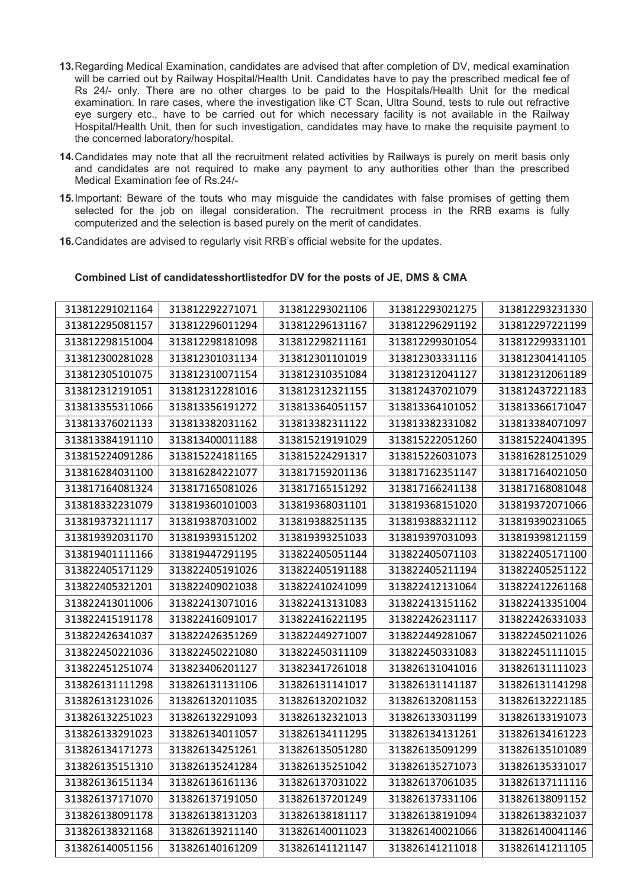13. Regarding Medical Examination, candidates are advised that after completion of DV, medical examination will be carried out by Railway Hospital/Health Unit. Candidates have to pay the prescribed medical fee of Rs 24/- only. There are no other charges to be paid to the Hospitals/Health Unit for the medical examination. In rare cases, where the investigation like CT Scan, Ultra Sound, tests to rule out refractive eye surgery etc., have to be carried out for which necessary facility is not available in the Railway Hospital/Health Unit, then for such investigation, candidates may have to make the requisite payment to the concerned laboratory/hospital.

14. Candidates may note that all the recruitment related activities by Railways is purely on merit basis only and candidates are not required to make any payment to any authorities other than the prescribed Medical Examination fee of Rs.24/-

15. Important: Beware of the touts who may misguide the candidates with false promises of getting them selected for the job on illegal consideration. The recruitment process in the RRB exams is fully computerized and the selection is based purely on the merit of candidates.

16. Candidates are advised to regularly visit RRB's official website for the updates.

**Combined List of candidatesshortlistedfor DV for the posts of JE, DMS & CMA**

| | | | | |
|---|---|---|---|---|
| 313812291021164 | 313812292271071 | 313812293021106 | 313812293021275 | 313812293231330 |
| 313812295081157 | 313812296011294 | 313812296131167 | 313812296291192 | 313812297221199 |
| 313812298151004 | 313812298181098 | 313812298211161 | 313812299301054 | 313812299331101 |
| 313812300281028 | 313812301031134 | 313812301101019 | 313812303331116 | 313812304141105 |
| 313812305101075 | 313812310071154 | 313812310351084 | 313812312041127 | 313812312061189 |
| 313812312191051 | 313812312281016 | 313812312321155 | 313812437021079 | 313812437221183 |
| 313813355311066 | 313813356191272 | 313813364051157 | 313813364101052 | 313813366171047 |
| 313813376021133 | 313813382031162 | 313813382311122 | 313813382331082 | 313813384071097 |
| 313813384191110 | 313813400011188 | 313815219191029 | 313815222051260 | 313815224041395 |
| 313815224091286 | 313815224181165 | 313815224291317 | 313815226031073 | 313816281251029 |
| 313816284031100 | 313816284221077 | 313817159201136 | 313817162351147 | 313817164021050 |
| 313817164081324 | 313817165081026 | 313817165151292 | 313817166241138 | 313817168081048 |
| 313818332231079 | 313819360101003 | 313819368031101 | 313819368151020 | 313819372071066 |
| 313819373211117 | 313819387031002 | 313819388251135 | 313819388321112 | 313819390231065 |
| 313819392031170 | 313819393151202 | 313819393251033 | 313819397031093 | 313819398121159 |
| 313819401111166 | 313819447291195 | 313822405051144 | 313822405071103 | 313822405171100 |
| 313822405171129 | 313822405191026 | 313822405191188 | 313822405211194 | 313822405251122 |
| 313822405321201 | 313822409021038 | 313822410241099 | 313822412131064 | 313822412261168 |
| 313822413011006 | 313822413071016 | 313822413131083 | 313822413151162 | 313822413351004 |
| 313822415191178 | 313822416091017 | 313822416221195 | 313822426231117 | 313822426331033 |
| 313822426341037 | 313822426351269 | 313822449271007 | 313822449281067 | 313822450211026 |
| 313822450221036 | 313822450221080 | 313822450311109 | 313822450331083 | 313822451111015 |
| 313822451251074 | 313823406201127 | 313823417261018 | 313826131041016 | 313826131111023 |
| 313826131111298 | 313826131131106 | 313826131141017 | 313826131141187 | 313826131141298 |
| 313826131231026 | 313826132011035 | 313826132021032 | 313826132081153 | 313826132221185 |
| 313826132251023 | 313826132291093 | 313826132321013 | 313826133031199 | 313826133191073 |
| 313826133291023 | 313826134011057 | 313826134111295 | 313826134131261 | 313826134161223 |
| 313826134171273 | 313826134251261 | 313826135051280 | 313826135091299 | 313826135101089 |
| 313826135151310 | 313826135241284 | 313826135251042 | 313826135271073 | 313826135331017 |
| 313826136151134 | 313826136161136 | 313826137031022 | 313826137061035 | 313826137111116 |
| 313826137171070 | 313826137191050 | 313826137201249 | 313826137331106 | 313826138091152 |
| 313826138091178 | 313826138131203 | 313826138181117 | 313826138191094 | 313826138321037 |
| 313826138321168 | 313826139211140 | 313826140011023 | 313826140021066 | 313826140041146 |
| 313826140051156 | 313826140161209 | 313826141121147 | 313826141211018 | 313826141211105 |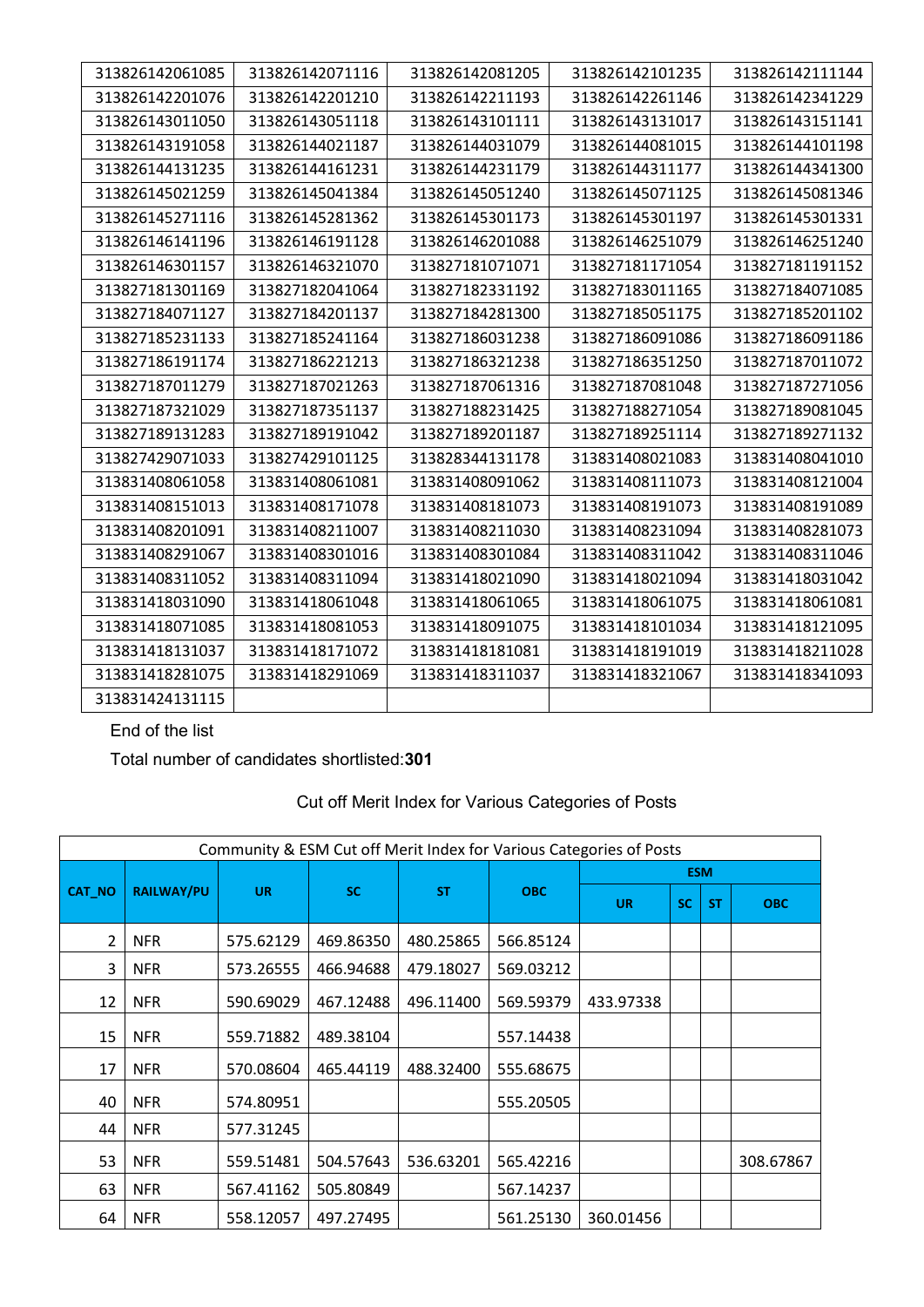| 313826142061085 | 313826142071116 | 313826142081205 | 313826142101235 | 313826142111144 |
|---|---|---|---|---|
| 313826142201076 | 313826142201210 | 313826142211193 | 313826142261146 | 313826142341229 |
| 313826143011050 | 313826143051118 | 313826143101111 | 313826143131017 | 313826143151141 |
| 313826143191058 | 313826144021187 | 313826144031079 | 313826144081015 | 313826144101198 |
| 313826144131235 | 313826144161231 | 313826144231179 | 313826144311177 | 313826144341300 |
| 313826145021259 | 313826145041384 | 313826145051240 | 313826145071125 | 313826145081346 |
| 313826145271116 | 313826145281362 | 313826145301173 | 313826145301197 | 313826145301331 |
| 313826146141196 | 313826146191128 | 313826146201088 | 313826146251079 | 313826146251240 |
| 313826146301157 | 313826146321070 | 313827181071071 | 313827181171054 | 313827181191152 |
| 313827181301169 | 313827182041064 | 313827182331192 | 313827183011165 | 313827184071085 |
| 313827184071127 | 313827184201137 | 313827184281300 | 313827185051175 | 313827185201102 |
| 313827185231133 | 313827185241164 | 313827186031238 | 313827186091086 | 313827186091186 |
| 313827186191174 | 313827186221213 | 313827186321238 | 313827186351250 | 313827187011072 |
| 313827187011279 | 313827187021263 | 313827187061316 | 313827187081048 | 313827187271056 |
| 313827187321029 | 313827187351137 | 313827188231425 | 313827188271054 | 313827189081045 |
| 313827189131283 | 313827189191042 | 313827189201187 | 313827189251114 | 313827189271132 |
| 313827429071033 | 313827429101125 | 313828344131178 | 313831408021083 | 313831408041010 |
| 313831408061058 | 313831408061081 | 313831408091062 | 313831408111073 | 313831408121004 |
| 313831408151013 | 313831408171078 | 313831408181073 | 313831408191073 | 313831408191089 |
| 313831408201091 | 313831408211007 | 313831408211030 | 313831408231094 | 313831408281073 |
| 313831408291067 | 313831408301016 | 313831408301084 | 313831408311042 | 313831408311046 |
| 313831408311052 | 313831408311094 | 313831418021090 | 313831418021094 | 313831418031042 |
| 313831418031090 | 313831418061048 | 313831418061065 | 313831418061075 | 313831418061081 |
| 313831418071085 | 313831418081053 | 313831418091075 | 313831418101034 | 313831418121095 |
| 313831418131037 | 313831418171072 | 313831418181081 | 313831418191019 | 313831418211028 |
| 313831418281075 | 313831418291069 | 313831418311037 | 313831418321067 | 313831418341093 |
| 313831424131115 | | | | |

End of the list

Total number of candidates shortlisted:**301**

Cut off Merit Index for Various Categories of Posts

| Community & ESM Cut off Merit Index for Various Categories of Posts | | | | | | | | | |
|---|---|---|---|---|---|---|---|---|---|
| CAT_NO | RAILWAY/PU | UR | SC | ST | OBC | ESM | | | |
| | | | | | | UR | SC | ST | OBC |
| 2 | NFR | 575.62129 | 469.86350 | 480.25865 | 566.85124 | | | | |
| 3 | NFR | 573.26555 | 466.94688 | 479.18027 | 569.03212 | | | | |
| 12 | NFR | 590.69029 | 467.12488 | 496.11400 | 569.59379 | 433.97338 | | | |
| 15 | NFR | 559.71882 | 489.38104 | | 557.14438 | | | | |
| 17 | NFR | 570.08604 | 465.44119 | 488.32400 | 555.68675 | | | | |
| 40 | NFR | 574.80951 | | | 555.20505 | | | | |
| 44 | NFR | 577.31245 | | | | | | | |
| 53 | NFR | 559.51481 | 504.57643 | 536.63201 | 565.42216 | | | | 308.67867 |
| 63 | NFR | 567.41162 | 505.80849 | | 567.14237 | | | | |
| 64 | NFR | 558.12057 | 497.27495 | | 561.25130 | 360.01456 | | | |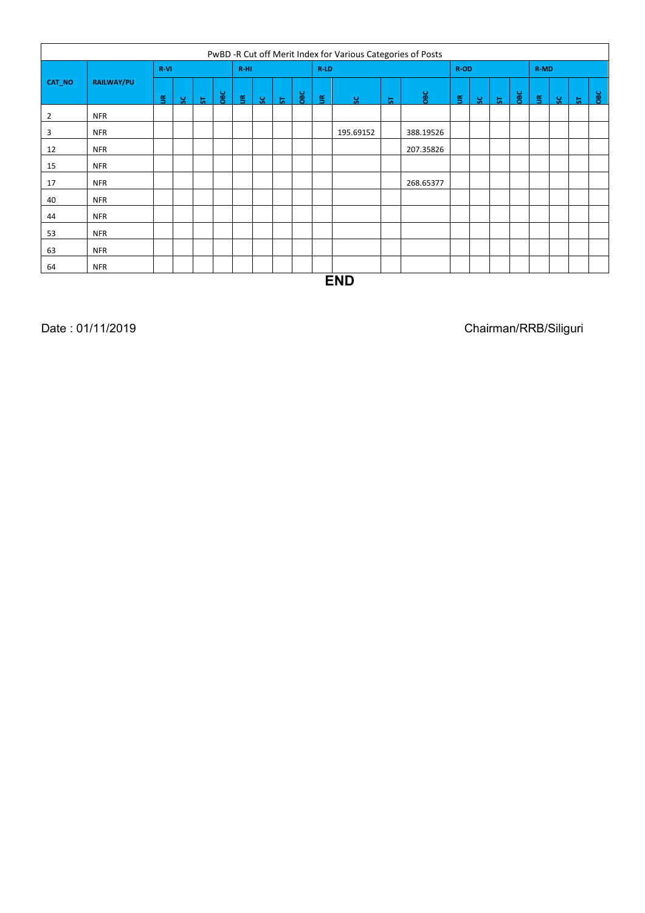| PwBD -R Cut off Merit Index for Various Categories of Posts | | | | | | | | | | | | | | | | | | | | | |
|---|---|---|---|---|---|---|---|---|---|---|---|---|---|---|---|---|---|---|---|---|---|
| CAT_NO | RAILWAY/PU | R-VI | | | | R-HI | | | | R-LD | | | | R-OD | | | | R-MD | | | |
| | | UR | SC | ST | OBC | UR | SC | ST | OBC | UR | SC | ST | OBC | UR | SC | ST | OBC | UR | SC | ST | OBC |
| 2 | NFR | | | | | | | | | | | | | | | | | | | | |
| 3 | NFR | | | | | | | | | | 195.69152 | | 388.19526 | | | | | | | | |
| 12 | NFR | | | | | | | | | | | | 207.35826 | | | | | | | | |
| 15 | NFR | | | | | | | | | | | | | | | | | | | | |
| 17 | NFR | | | | | | | | | | | | 268.65377 | | | | | | | | |
| 40 | NFR | | | | | | | | | | | | | | | | | | | | |
| 44 | NFR | | | | | | | | | | | | | | | | | | | | |
| 53 | NFR | | | | | | | | | | | | | | | | | | | | |
| 63 | NFR | | | | | | | | | | | | | | | | | | | | |
| 64 | NFR | | | | | | | | | | | | | | | | | | | | |

**END**

Date : 01/11/2019

Chairman/RRB/Siliguri